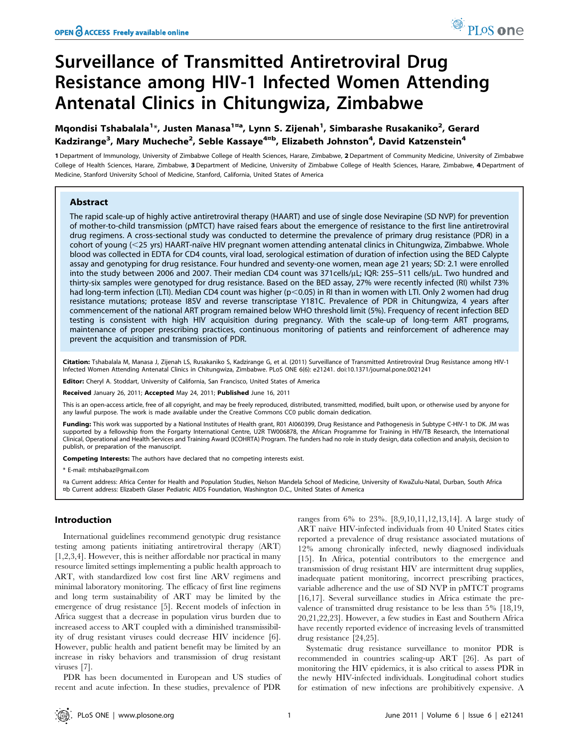# Surveillance of Transmitted Antiretroviral Drug Resistance among HIV-1 Infected Women Attending Antenatal Clinics in Chitungwiza, Zimbabwe

**Mqondisi Tshabalala[1]*, Justen Manasa[1¤a], Lynn S. Zijenah[1], Simbarashe Rusakaniko[2], Gerard Kadzirange[3], Mary Mucheche[2], Seble Kassaye[4¤b], Elizabeth Johnston[4], David Katzenstein[4]**

1 Department of Immunology, University of Zimbabwe College of Health Sciences, Harare, Zimbabwe, 2 Department of Community Medicine, University of Zimbabwe College of Health Sciences, Harare, Zimbabwe, 3 Department of Medicine, University of Zimbabwe College of Health Sciences, Harare, Zimbabwe, 4 Department of Medicine, Stanford University School of Medicine, Stanford, California, United States of America

## Abstract

The rapid scale-up of highly active antiretroviral therapy (HAART) and use of single dose Nevirapine (SD NVP) for prevention of mother-to-child transmission (pMTCT) have raised fears about the emergence of resistance to the first line antiretroviral drug regimens. A cross-sectional study was conducted to determine the prevalence of primary drug resistance (PDR) in a cohort of young (<25 yrs) HAART-naïve HIV pregnant women attending antenatal clinics in Chitungwiza, Zimbabwe. Whole blood was collected in EDTA for CD4 counts, viral load, serological estimation of duration of infection using the BED Calypte assay and genotyping for drug resistance. Four hundred and seventy-one women, mean age 21 years; SD: 2.1 were enrolled into the study between 2006 and 2007. Their median CD4 count was 371cells/µL; IQR: 255–511 cells/µL. Two hundred and thirty-six samples were genotyped for drug resistance. Based on the BED assay, 27% were recently infected (RI) whilst 73% had long-term infection (LTI). Median CD4 count was higher ($p<0.05$) in RI than in women with LTI. Only 2 women had drug resistance mutations; protease I85V and reverse transcriptase Y181C. Prevalence of PDR in Chitungwiza, 4 years after commencement of the national ART program remained below WHO threshold limit (5%). Frequency of recent infection BED testing is consistent with high HIV acquisition during pregnancy. With the scale-up of long-term ART programs, maintenance of proper prescribing practices, continuous monitoring of patients and reinforcement of adherence may prevent the acquisition and transmission of PDR.

**Citation:** Tshabalala M, Manasa J, Zijenah LS, Rusakaniko S, Kadzirange G, et al. (2011) Surveillance of Transmitted Antiretroviral Drug Resistance among HIV-1 Infected Women Attending Antenatal Clinics in Chitungwiza, Zimbabwe. PLoS ONE 6(6): e21241. doi:10.1371/journal.pone.0021241

**Editor:** Cheryl A. Stoddart, University of California, San Francisco, United States of America

**Received** January 26, 2011; **Accepted** May 24, 2011; **Published** June 16, 2011

This is an open-access article, free of all copyright, and may be freely reproduced, distributed, transmitted, modified, built upon, or otherwise used by anyone for any lawful purpose. The work is made available under the Creative Commons CC0 public domain dedication.

**Funding:** This work was supported by a National Institutes of Health grant, R01 AI060399, Drug Resistance and Pathogenesis in Subtype C-HIV-1 to DK. JM was supported by a fellowship from the Forgarty International Centre, U2R TW006878, the African Programme for Training in HIV/TB Research, the International Clinical, Operational and Health Services and Training Award (ICOHRTA) Program. The funders had no role in study design, data collection and analysis, decision to publish, or preparation of the manuscript.

**Competing Interests:** The authors have declared that no competing interests exist.

\* E-mail: mtshabaz@gmail.com

¤a Current address: Africa Center for Health and Population Studies, Nelson Mandela School of Medicine, University of KwaZulu-Natal, Durban, South Africa
¤b Current address: Elizabeth Glaser Pediatric AIDS Foundation, Washington D.C., United States of America

## Introduction

International guidelines recommend genotypic drug resistance testing among patients initiating antiretroviral therapy (ART) [1,2,3,4]. However, this is neither affordable nor practical in many resource limited settings implementing a public health approach to ART, with standardized low cost first line ARV regimens and minimal laboratory monitoring. The efficacy of first line regimens and long term sustainability of ART may be limited by the emergence of drug resistance [5]. Recent models of infection in Africa suggest that a decrease in population virus burden due to increased access to ART coupled with a diminished transmissibility of drug resistant viruses could decrease HIV incidence [6]. However, public health and patient benefit may be limited by an increase in risky behaviors and transmission of drug resistant viruses [7].

PDR has been documented in European and US studies of recent and acute infection. In these studies, prevalence of PDR ranges from 6% to 23%. [8,9,10,11,12,13,14]. A large study of ART naïve HIV-infected individuals from 40 United States cities reported a prevalence of drug resistance associated mutations of 12% among chronically infected, newly diagnosed individuals [15]. In Africa, potential contributors to the emergence and transmission of drug resistant HIV are intermittent drug supplies, inadequate patient monitoring, incorrect prescribing practices, variable adherence and the use of SD NVP in pMTCT programs [16,17]. Several surveillance studies in Africa estimate the prevalence of transmitted drug resistance to be less than 5% [18,19,20,21,22,23]. However, a few studies in East and Southern Africa have recently reported evidence of increasing levels of transmitted drug resistance [24,25].

Systematic drug resistance surveillance to monitor PDR is recommended in countries scaling-up ART [26]. As part of monitoring the HIV epidemics, it is also critical to assess PDR in the newly HIV-infected individuals. Longitudinal cohort studies for estimation of new infections are prohibitively expensive. A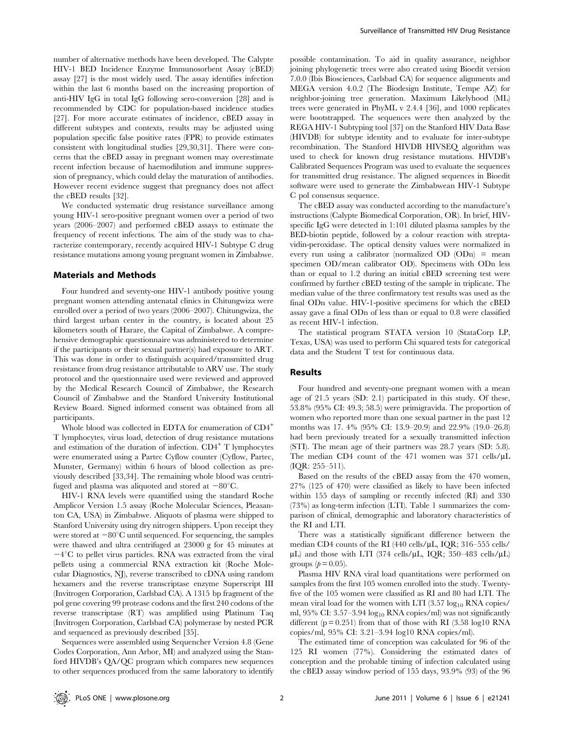number of alternative methods have been developed. The Calypte HIV-1 BED Incidence Enzyme Immunosorbent Assay (cBED) assay [27] is the most widely used. The assay identifies infection within the last 6 months based on the increasing proportion of anti-HIV IgG in total IgG following sero-conversion [28] and is recommended by CDC for population-based incidence studies [27]. For more accurate estimates of incidence, cBED assay in different subtypes and contexts, results may be adjusted using population specific false positive rates (FPR) to provide estimates consistent with longitudinal studies [29,30,31]. There were concerns that the cBED assay in pregnant women may overestimate recent infection because of haemodilution and immune suppression of pregnancy, which could delay the maturation of antibodies. However recent evidence suggest that pregnancy does not affect the cBED results [32].

We conducted systematic drug resistance surveillance among young HIV-1 sero-positive pregnant women over a period of two years (2006–2007) and performed cBED assays to estimate the frequency of recent infections. The aim of the study was to characterize contemporary, recently acquired HIV-1 Subtype C drug resistance mutations among young pregnant women in Zimbabwe.

## Materials and Methods

Four hundred and seventy-one HIV-1 antibody positive young pregnant women attending antenatal clinics in Chitungwiza were enrolled over a period of two years (2006–2007). Chitungwiza, the third largest urban center in the country, is located about 25 kilometers south of Harare, the Capital of Zimbabwe. A comprehensive demographic questionnaire was administered to determine if the participants or their sexual partner(s) had exposure to ART. This was done in order to distinguish acquired/transmitted drug resistance from drug resistance attributable to ARV use. The study protocol and the questionnaire used were reviewed and approved by the Medical Research Council of Zimbabwe, the Research Council of Zimbabwe and the Stanford University Institutional Review Board. Signed informed consent was obtained from all participants.

Whole blood was collected in EDTA for enumeration of $CD4^+$ T lymphocytes, virus load, detection of drug resistance mutations and estimation of the duration of infection. $CD4^+$ T lymphocytes were enumerated using a Partec Cyflow counter (Cyflow, Partec, Munster, Germany) within 6 hours of blood collection as previously described [33,34]. The remaining whole blood was centrifuged and plasma was aliquoted and stored at $-80^{\circ}$C.

HIV-1 RNA levels were quantified using the standard Roche Amplicor Version 1.5 assay (Roche Molecular Sciences, Pleasanton CA, USA) in Zimbabwe. Aliquots of plasma were shipped to Stanford University using dry nitrogen shippers. Upon receipt they were stored at $-80^{\circ}$C until sequenced. For sequencing, the samples were thawed and ultra centrifuged at 23000 g for 45 minutes at $-4^{\circ}$C to pellet virus particles. RNA was extracted from the viral pellets using a commercial RNA extraction kit (Roche Molecular Diagnostics, NJ), reverse transcribed to cDNA using random hexamers and the reverse transcriptase enzyme Superscript III (Invitrogen Corporation, Carlsbad CA). A 1315 bp fragment of the pol gene covering 99 protease codons and the first 240 codons of the reverse transcriptase (RT) was amplified using Platinum Taq (Invitrogen Corporation, Carlsbad CA) polymerase by nested PCR and sequenced as previously described [35].

Sequences were assembled using Sequencher Version 4.8 (Gene Codes Corporation, Ann Arbor, MI) and analyzed using the Stanford HIVDB's QA/QC program which compares new sequences to other sequences produced from the same laboratory to identify possible contamination. To aid in quality assurance, neighbor joining phylogenetic trees were also created using Bioedit version 7.0.0 (Ibis Biosciences, Carlsbad CA) for sequence alignments and MEGA version 4.0.2 (The Biodesign Institute, Tempe AZ) for neighbor-joining tree generation. Maximum Likelyhood (ML) trees were generated in PhyML v 2.4.4 [36], and 1000 replicates were bootstrapped. The sequences were then analyzed by the REGA HIV-1 Subtyping tool [37] on the Stanford HIV Data Base (HIVDB) for subtype identity and to evaluate for inter-subtype recombination. The Stanford HIVDB HIVSEQ algorithm was used to check for known drug resistance mutations. HIVDB's Calibrated Sequences Program was used to evaluate the sequences for transmitted drug resistance. The aligned sequences in Bioedit software were used to generate the Zimbabwean HIV-1 Subtype C pol consensus sequence.

The cBED assay was conducted according to the manufacture's instructions (Calypte Biomedical Corporation, OR). In brief, HIV-specific IgG were detected in 1:101 diluted plasma samples by the BED-biotin peptide, followed by a colour reaction with streptavidin-peroxidase. The optical density values were normalized in every run using a calibrator (normalized OD (ODn) = mean specimen OD/mean calibrator OD). Specimens with ODn less than or equal to 1.2 during an initial cBED screening test were confirmed by further cBED testing of the sample in triplicate. The median value of the three confirmatory test results was used as the final ODn value. HIV-1-positive specimens for which the cBED assay gave a final ODn of less than or equal to 0.8 were classified as recent HIV-1 infection.

The statistical program STATA version 10 (StataCorp LP, Texas, USA) was used to perform Chi squared tests for categorical data and the Student T test for continuous data.

## Results

Four hundred and seventy-one pregnant women with a mean age of 21.5 years (SD: 2.1) participated in this study. Of these, 53.8% (95% CI: 49.3; 58.5) were primigravida. The proportion of women who reported more than one sexual partner in the past 12 months was 17. 4% (95% CI: 13.9–20.9) and 22.9% (19.0–26.8) had been previously treated for a sexually transmitted infection (STI). The mean age of their partners was 28.7 years (SD: 5.8). The median CD4 count of the 471 women was 371 cells/µL (IQR: 255–511).

Based on the results of the cBED assay from the 470 women, 27% (125 of 470) were classified as likely to have been infected within 155 days of sampling or recently infected (RI) and 330 (73%) as long-term infection (LTI). Table 1 summarizes the comparison of clinical, demographic and laboratory characteristics of the RI and LTI.

There was a statistically significant difference between the median CD4 counts of the RI (440 cells/µL, IQR; 316–555 cells/µL) and those with LTI (374 cells/µL, IQR; 350–483 cells/µL) groups ($p = 0.05$).

Plasma HIV RNA viral load quantitations were performed on samples from the first 105 women enrolled into the study. Twenty-five of the 105 women were classified as RI and 80 had LTI. The mean viral load for the women with LTI (3.57 $\log_{10}$ RNA copies/ml, 95% CI: 3.57–3.94 $\log_{10}$ RNA copies/ml) was not significantly different ($p = 0.251$) from that of those with RI (3.58 log10 RNA copies/ml, 95% CI: 3.21–3.94 log10 RNA copies/ml).

The estimated time of conception was calculated for 96 of the 125 RI women (77%). Considering the estimated dates of conception and the probable timing of infection calculated using the cBED assay window period of 155 days, 93.9% (93) of the 96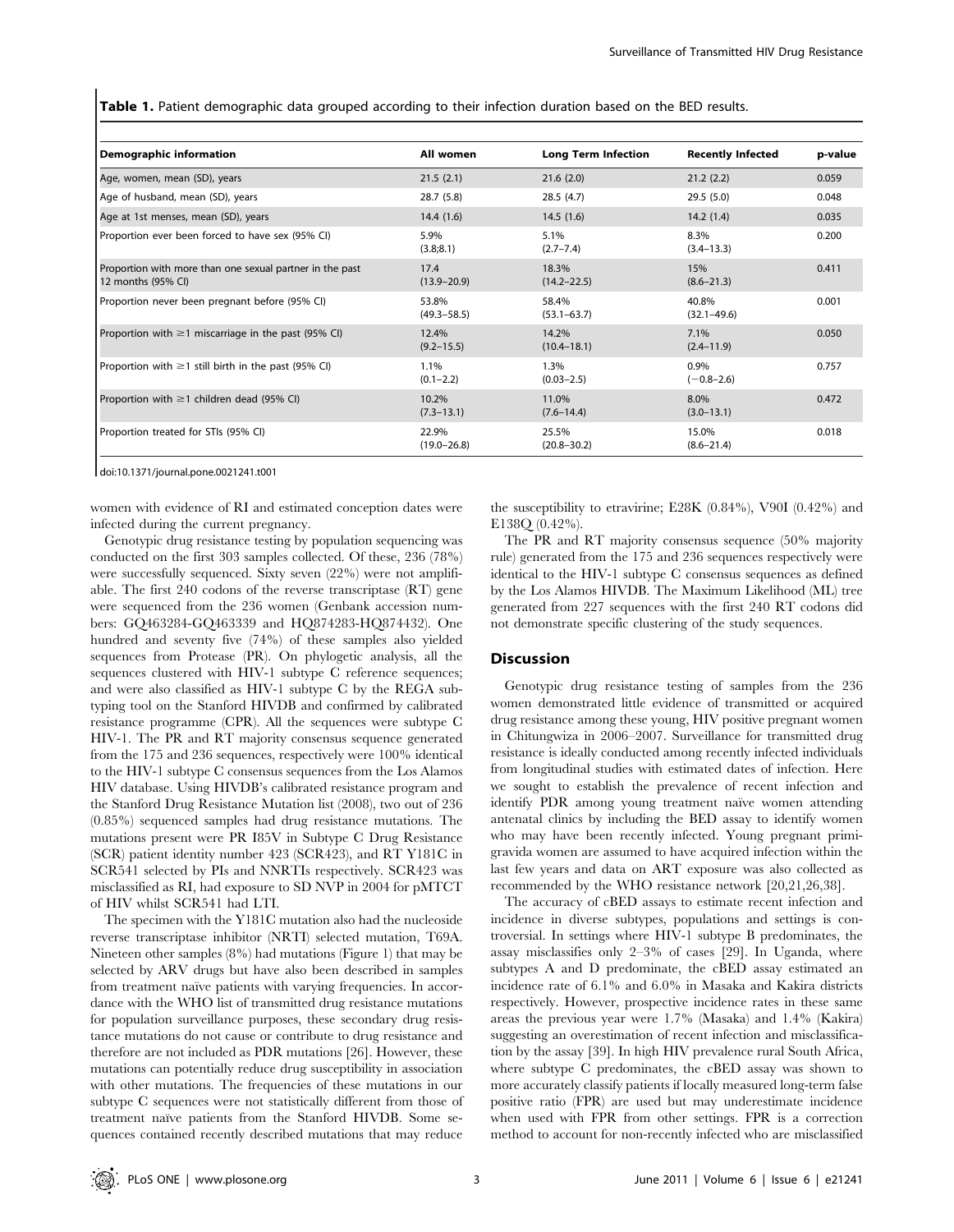**Table 1.** Patient demographic data grouped according to their infection duration based on the BED results.

| Demographic information | All women | Long Term Infection | Recently Infected | p-value |
|---|---|---|---|---|
| Age, women, mean (SD), years | 21.5 (2.1) | 21.6 (2.0) | 21.2 (2.2) | 0.059 |
| Age of husband, mean (SD), years | 28.7 (5.8) | 28.5 (4.7) | 29.5 (5.0) | 0.048 |
| Age at 1st menses, mean (SD), years | 14.4 (1.6) | 14.5 (1.6) | 14.2 (1.4) | 0.035 |
| Proportion ever been forced to have sex (95% CI) | 5.9% (3.8;8.1) | 5.1% (2.7–7.4) | 8.3% (3.4–13.3) | 0.200 |
| Proportion with more than one sexual partner in the past 12 months (95% CI) | 17.4 (13.9–20.9) | 18.3% (14.2–22.5) | 15% (8.6–21.3) | 0.411 |
| Proportion never been pregnant before (95% CI) | 53.8% (49.3–58.5) | 58.4% (53.1–63.7) | 40.8% (32.1–49.6) | 0.001 |
| Proportion with ≥1 miscarriage in the past (95% CI) | 12.4% (9.2–15.5) | 14.2% (10.4–18.1) | 7.1% (2.4–11.9) | 0.050 |
| Proportion with ≥1 still birth in the past (95% CI) | 1.1% (0.1–2.2) | 1.3% (0.03–2.5) | 0.9% (−0.8–2.6) | 0.757 |
| Proportion with ≥1 children dead (95% CI) | 10.2% (7.3–13.1) | 11.0% (7.6–14.4) | 8.0% (3.0–13.1) | 0.472 |
| Proportion treated for STIs (95% CI) | 22.9% (19.0–26.8) | 25.5% (20.8–30.2) | 15.0% (8.6–21.4) | 0.018 |

doi:10.1371/journal.pone.0021241.t001

women with evidence of RI and estimated conception dates were infected during the current pregnancy.

Genotypic drug resistance testing by population sequencing was conducted on the first 303 samples collected. Of these, 236 (78%) were successfully sequenced. Sixty seven (22%) were not amplifiable. The first 240 codons of the reverse transcriptase (RT) gene were sequenced from the 236 women (Genbank accession numbers: GQ463284-GQ463339 and HQ874283-HQ874432). One hundred and seventy five (74%) of these samples also yielded sequences from Protease (PR). On phylogetic analysis, all the sequences clustered with HIV-1 subtype C reference sequences; and were also classified as HIV-1 subtype C by the REGA subtyping tool on the Stanford HIVDB and confirmed by calibrated resistance programme (CPR). All the sequences were subtype C HIV-1. The PR and RT majority consensus sequence generated from the 175 and 236 sequences, respectively were 100% identical to the HIV-1 subtype C consensus sequences from the Los Alamos HIV database. Using HIVDB's calibrated resistance program and the Stanford Drug Resistance Mutation list (2008), two out of 236 (0.85%) sequenced samples had drug resistance mutations. The mutations present were PR I85V in Subtype C Drug Resistance (SCR) patient identity number 423 (SCR423), and RT Y181C in SCR541 selected by PIs and NNRTIs respectively. SCR423 was misclassified as RI, had exposure to SD NVP in 2004 for pMTCT of HIV whilst SCR541 had LTI.

The specimen with the Y181C mutation also had the nucleoside reverse transcriptase inhibitor (NRTI) selected mutation, T69A. Nineteen other samples (8%) had mutations (Figure 1) that may be selected by ARV drugs but have also been described in samples from treatment naïve patients with varying frequencies. In accordance with the WHO list of transmitted drug resistance mutations for population surveillance purposes, these secondary drug resistance mutations do not cause or contribute to drug resistance and therefore are not included as PDR mutations [26]. However, these mutations can potentially reduce drug susceptibility in association with other mutations. The frequencies of these mutations in our subtype C sequences were not statistically different from those of treatment naïve patients from the Stanford HIVDB. Some sequences contained recently described mutations that may reduce the susceptibility to etravirine; E28K (0.84%), V90I (0.42%) and E138Q (0.42%).

The PR and RT majority consensus sequence (50% majority rule) generated from the 175 and 236 sequences respectively were identical to the HIV-1 subtype C consensus sequences as defined by the Los Alamos HIVDB. The Maximum Likelihood (ML) tree generated from 227 sequences with the first 240 RT codons did not demonstrate specific clustering of the study sequences.

## Discussion

Genotypic drug resistance testing of samples from the 236 women demonstrated little evidence of transmitted or acquired drug resistance among these young, HIV positive pregnant women in Chitungwiza in 2006–2007. Surveillance for transmitted drug resistance is ideally conducted among recently infected individuals from longitudinal studies with estimated dates of infection. Here we sought to establish the prevalence of recent infection and identify PDR among young treatment naïve women attending antenatal clinics by including the BED assay to identify women who may have been recently infected. Young pregnant primigravida women are assumed to have acquired infection within the last few years and data on ART exposure was also collected as recommended by the WHO resistance network [20,21,26,38].

The accuracy of cBED assays to estimate recent infection and incidence in diverse subtypes, populations and settings is controversial. In settings where HIV-1 subtype B predominates, the assay misclassifies only 2–3% of cases [29]. In Uganda, where subtypes A and D predominate, the cBED assay estimated an incidence rate of 6.1% and 6.0% in Masaka and Kakira districts respectively. However, prospective incidence rates in these same areas the previous year were 1.7% (Masaka) and 1.4% (Kakira) suggesting an overestimation of recent infection and misclassification by the assay [39]. In high HIV prevalence rural South Africa, where subtype C predominates, the cBED assay was shown to more accurately classify patients if locally measured long-term false positive ratio (FPR) are used but may underestimate incidence when used with FPR from other settings. FPR is a correction method to account for non-recently infected who are misclassified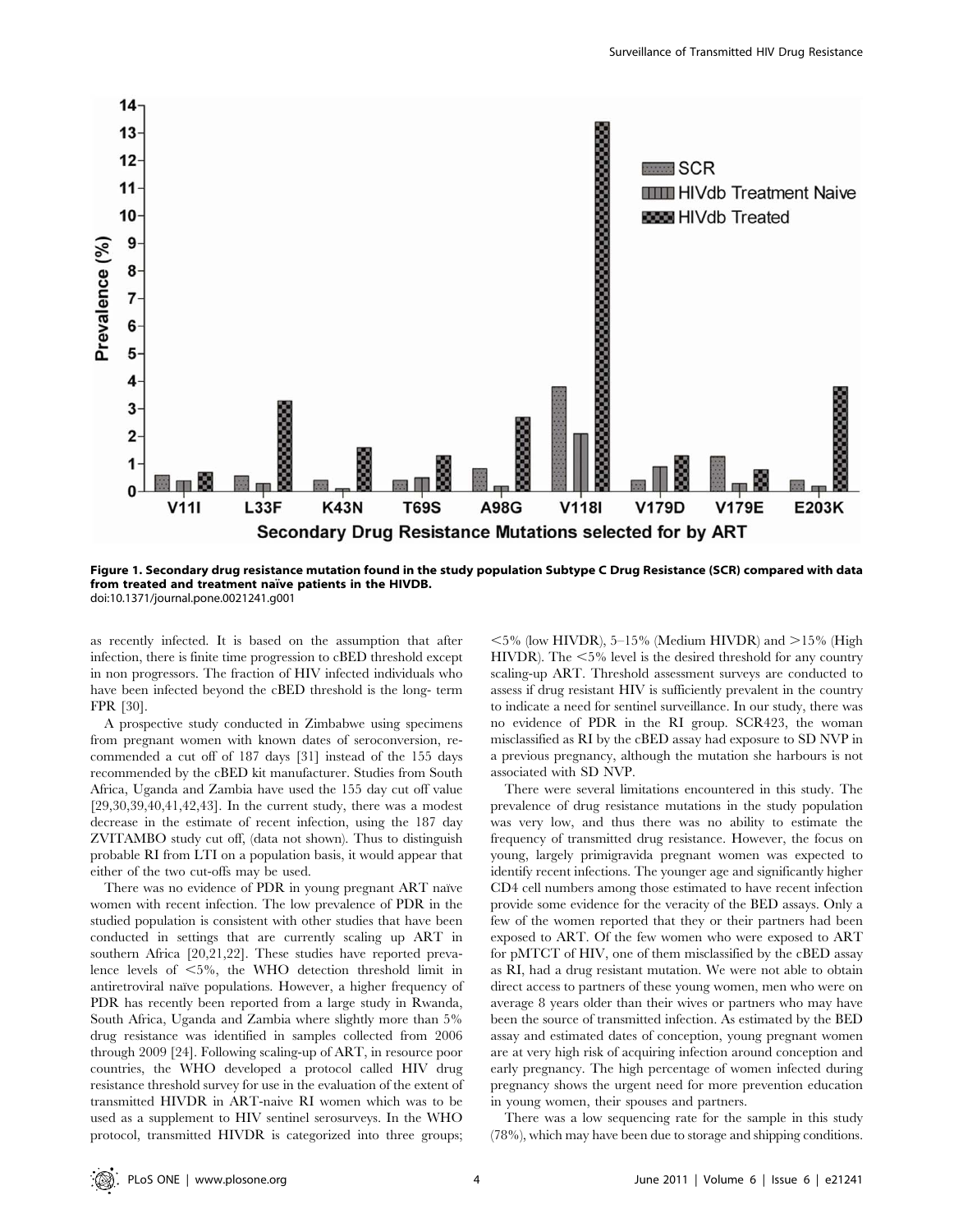Figure 1. Secondary drug resistance mutation found in the study population Subtype C Drug Resistance (SCR) compared with data from treated and treatment naïve patients in the HIVDB.
doi:10.1371/journal.pone.0021241.g001

as recently infected. It is based on the assumption that after infection, there is finite time progression to cBED threshold except in non progressors. The fraction of HIV infected individuals who have been infected beyond the cBED threshold is the long- term FPR [30].

A prospective study conducted in Zimbabwe using specimens from pregnant women with known dates of seroconversion, recommended a cut off of 187 days [31] instead of the 155 days recommended by the cBED kit manufacturer. Studies from South Africa, Uganda and Zambia have used the 155 day cut off value [29,30,39,40,41,42,43]. In the current study, there was a modest decrease in the estimate of recent infection, using the 187 day ZVITAMBO study cut off, (data not shown). Thus to distinguish probable RI from LTI on a population basis, it would appear that either of the two cut-offs may be used.

There was no evidence of PDR in young pregnant ART naïve women with recent infection. The low prevalence of PDR in the studied population is consistent with other studies that have been conducted in settings that are currently scaling up ART in southern Africa [20,21,22]. These studies have reported prevalence levels of <5%, the WHO detection threshold limit in antiretroviral naïve populations. However, a higher frequency of PDR has recently been reported from a large study in Rwanda, South Africa, Uganda and Zambia where slightly more than 5% drug resistance was identified in samples collected from 2006 through 2009 [24]. Following scaling-up of ART, in resource poor countries, the WHO developed a protocol called HIV drug resistance threshold survey for use in the evaluation of the extent of transmitted HIVDR in ART-naive RI women which was to be used as a supplement to HIV sentinel serosurveys. In the WHO protocol, transmitted HIVDR is categorized into three groups; <5% (low HIVDR), 5–15% (Medium HIVDR) and >15% (High HIVDR). The <5% level is the desired threshold for any country scaling-up ART. Threshold assessment surveys are conducted to assess if drug resistant HIV is sufficiently prevalent in the country to indicate a need for sentinel surveillance. In our study, there was no evidence of PDR in the RI group. SCR423, the woman misclassified as RI by the cBED assay had exposure to SD NVP in a previous pregnancy, although the mutation she harbours is not associated with SD NVP.

There were several limitations encountered in this study. The prevalence of drug resistance mutations in the study population was very low, and thus there was no ability to estimate the frequency of transmitted drug resistance. However, the focus on young, largely primigravida pregnant women was expected to identify recent infections. The younger age and significantly higher CD4 cell numbers among those estimated to have recent infection provide some evidence for the veracity of the BED assays. Only a few of the women reported that they or their partners had been exposed to ART. Of the few women who were exposed to ART for pMTCT of HIV, one of them misclassified by the cBED assay as RI, had a drug resistant mutation. We were not able to obtain direct access to partners of these young women, men who were on average 8 years older than their wives or partners who may have been the source of transmitted infection. As estimated by the BED assay and estimated dates of conception, young pregnant women are at very high risk of acquiring infection around conception and early pregnancy. The high percentage of women infected during pregnancy shows the urgent need for more prevention education in young women, their spouses and partners.

There was a low sequencing rate for the sample in this study (78%), which may have been due to storage and shipping conditions.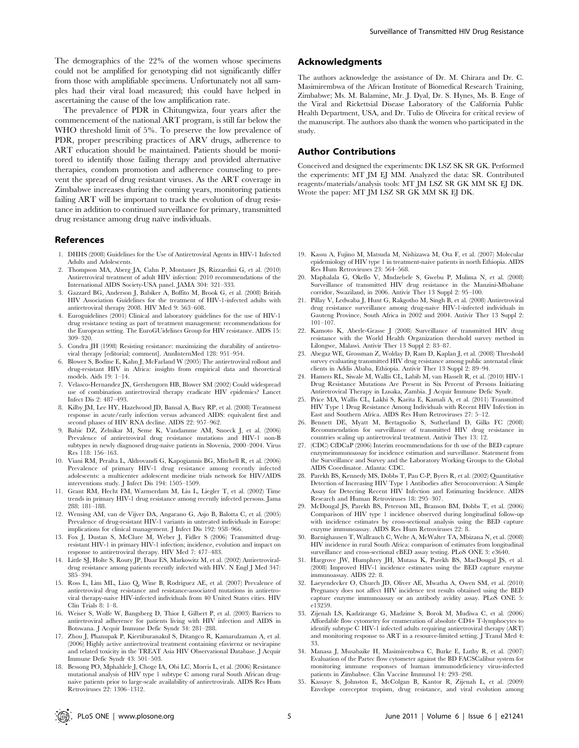The demographics of the 22% of the women whose specimens could not be amplified for genotyping did not significantly differ from those with amplifiable specimens. Unfortunately not all samples had their viral load measured; this could have helped in ascertaining the cause of the low amplification rate.

The prevalence of PDR in Chitungwiza, four years after the commencement of the national ART program, is still far below the WHO threshold limit of 5%. To preserve the low prevalence of PDR, proper prescribing practices of ARV drugs, adherence to ART education should be maintained. Patients should be monitored to identify those failing therapy and provided alternative therapies, condom promotion and adherence counseling to prevent the spread of drug resistant viruses. As the ART coverage in Zimbabwe increases during the coming years, monitoring patients failing ART will be important to track the evolution of drug resistance in addition to continued surveillance for primary, transmitted drug resistance among drug naïve individuals.

## Acknowledgments

The authors acknowledge the assistance of Dr. M. Chirara and Dr. C. Masimirembwa of the African Institute of Biomedical Research Training, Zimbabwe; Ms. M. Balamine, Mr. J. Dyal, Dr. S. Hynes, Ms. B. Enge of the Viral and Rickettsial Disease Laboratory of the California Public Health Department, USA, and Dr. Tulio de Oliveira for critical review of the manuscript. The authors also thank the women who participated in the study.

## Author Contributions

Conceived and designed the experiments: DK LSZ SK SR GK. Performed the experiments: MT JM EJ MM. Analyzed the data: SR. Contributed reagents/materials/analysis tools: MT JM LSZ SR GK MM SK EJ DK. Wrote the paper: MT JM LSZ SR GK MM SK EJ DK.

## References

1. DHHS (2008) Guidelines for the Use of Antiretroviral Agents in HIV-1 Infected Adults and Adolescents.
2. Thompson MA, Aberg JA, Cahn P, Montaner JS, Rizzardini G, et al. (2010) Antiretroviral treatment of adult HIV infection: 2010 recommendations of the International AIDS Society-USA panel. JAMA 304: 321–333.
3. Gazzard BG, Anderson J, Babiker A, Boffito M, Brook G, et al. (2008) British HIV Association Guidelines for the treatment of HIV-1-infected adults with antiretroviral therapy 2008. HIV Med 9: 563–608.
4. Euroguidelines (2001) Clinical and laboratory guidelines for the use of HIV-1 drug resistance testing as part of treatment management: recommendations for the European setting. The EuroGUidelines Group for HIV resistance. AIDS 15: 309–320.
5. Condra JH (1998) Resisting resistance: maximizing the durability of antiretroviral therapy [editorial; comment]. AnnInternMed 128: 951–954.
6. Blower S, Bodine E, Kahn J, McFarland W (2005) The antiretroviral rollout and drug-resistant HIV in Africa: insights from empirical data and theoretical models. Aids 19: 1–14.
7. Velasco-Hernandez JX, Gershengorn HB, Blower SM (2002) Could widespread use of combination antiretroviral therapy eradicate HIV epidemics? Lancet Infect Dis 2: 487–493.
8. Kilby JM, Lee HY, Hazelwood JD, Bansal A, Bucy RP, et al. (2008) Treatment response in acute/early infection versus advanced AIDS: equivalent first and second phases of HIV RNA decline. AIDS 22: 957–962.
9. Babic DZ, Zelnikar M, Seme K, Vandamme AM, Snoeck J, et al. (2006) Prevalence of antiretroviral drug resistance mutations and HIV-1 non-B subtypes in newly diagnosed drug-naive patients in Slovenia, 2000–2004. Virus Res 118: 156–163.
10. Viani RM, Peralta L, Aldrovandi G, Kapogiannis BG, Mitchell R, et al. (2006) Prevalence of primary HIV-1 drug resistance among recently infected adolescents: a multicenter adolescent medicine trials network for HIV/AIDS interventions study. J Infect Dis 194: 1505–1509.
11. Grant RM, Hecht FM, Warmerdam M, Liu L, Liegler T, et al. (2002) Time trends in primary HIV-1 drug resistance among recently infected persons. Jama 288: 181–188.
12. Wensing AM, van de Vijver DA, Angarano G, Asjo B, Balotta C, et al. (2005) Prevalence of drug-resistant HIV-1 variants in untreated individuals in Europe: implications for clinical management. J Infect Dis 192: 958–966.
13. Fox J, Dustan S, McClure M, Weber J, Fidler S (2006) Transmitted drug-resistant HIV-1 in primary HIV-1 infection; incidence, evolution and impact on response to antiretroviral therapy. HIV Med 7: 477–483.
14. Little SJ, Holte S, Routy JP, Daar ES, Markowitz M, et al. (2002) Antiretroviral-drug resistance among patients recently infected with HIV. N Engl J Med 347: 385–394.
15. Ross L, Lim ML, Liao Q, Wine B, Rodriguez AE, et al. (2007) Prevalence of antiretroviral drug resistance and resistance-associated mutations in antiretroviral therapy-naive HIV-infected individuals from 40 United States cities. HIV Clin Trials 8: 1–8.
16. Weiser S, Wolfe W, Bangsberg D, Thior I, Gilbert P, et al. (2003) Barriers to antiretroviral adherence for patients living with HIV infection and AIDS in Botswana. J Acquir Immune Defic Syndr 34: 281–288.
17. Zhou J, Phanupak P, Kiertiburanakul S, Ditangco R, Kamarulzaman A, et al. (2006) Highly active antiretroviral treatment containing efavirenz or nevirapine and related toxicity in the TREAT Asia HIV Observational Database. J Acquir Immune Defic Syndr 43: 501–503.
18. Bessong PO, Mphahlele J, Choge IA, Obi LC, Morris L, et al. (2006) Resistance mutational analysis of HIV type 1 subtype C among rural South African drug-naive patients prior to large-scale availability of antiretrovirals. AIDS Res Hum Retroviruses 22: 1306–1312.
19. Kassu A, Fujino M, Matsuda M, Nishizawa M, Ota F, et al. (2007) Molecular epidemiology of HIV type 1 in treatment-naive patients in north Ethiopia. AIDS Res Hum Retroviruses 23: 564–568.
20. Maphalala G, Okello V, Mndzebele S, Gwebu P, Mulima N, et al. (2008) Surveillance of transmitted HIV drug resistance in the Manzini-Mbabane corridor, Swaziland, in 2006. Antivir Ther 13 Suppl 2: 95–100.
21. Pillay V, Ledwaba J, Hunt G, Rakgotho M, Singh B, et al. (2008) Antiretroviral drug resistance surveillance among drug-naive HIV-1-infected individuals in Gauteng Province, South Africa in 2002 and 2004. Antivir Ther 13 Suppl 2: 101–107.
22. Kamoto K, Aberle-Grasse J (2008) Surveillance of transmitted HIV drug resistance with the World Health Organization threshold survey method in Lilongwe, Malawi. Antivir Ther 13 Suppl 2: 83–87.
23. Abegaz WE, Grossman Z, Wolday D, Ram D, Kaplan J, et al. (2008) Threshold survey evaluating transmitted HIV drug resistance among public antenatal clinic clients in Addis Ababa, Ethiopia. Antivir Ther 13 Suppl 2: 89–94.
24. Hamers RL, Siwale M, Wallis CL, Labib M, van Hasselt R, et al. (2010) HIV-1 Drug Resistance Mutations Are Present in Six Percent of Persons Initiating Antiretroviral Therapy in Lusaka, Zambia. J Acquir Immune Defic Syndr.
25. Price MA, Wallis CL, Lakhi S, Karita E, Kamali A, et al. (2011) Transmitted HIV Type 1 Drug Resistance Among Individuals with Recent HIV Infection in East and Southern Africa. AIDS Res Hum Retroviruses 27: 5–12.
26. Bennett DE, Myatt M, Bertagnolio S, Sutherland D, Gilks FC (2008) Recommendation for surveillance of transmitted HIV drug resistance in countries scaling up antiretroviral treatment. Antivir Ther 13: 12.
27. (CDC) CfDCaP (2006) Interim reocmmendations for th use of the BED capture enzymeimmunoassay for incidence estimation and surveillance. Statement from the Surveillance and Survey and the Laboratory Working Groups to the Global AIDS Coordinator. Atlanta: CDC.
28. Parekh BS, Kennedy MS, Dobbs T, Pau C-P, Byers R, et al. (2002) Quantitative Detection of Increasing HIV Type 1 Antibodies after Seroconversion: A Simple Assay for Detecting Recent HIV Infection and Estimating Incidence. AIDS Research and Human Retroviruses 18: 295–307.
29. McDougal JS, Parekh BS, Peterson ML, Branson BM, Dobbs T, et al. (2006) Comparison of HIV type 1 incidence observed during longitudinal follow-up with incidence estimates by cross-sectional analysis using the BED capture enzyme immunoassay. AIDS Res Hum Retroviruses 22: 8.
30. Barnighausen T, Wallrauch C, Welte A, McWalter TA, Mbizana N, et al. (2008) HIV incidence in rural South Africa: comparison of estimates from longitudinal surveillance and cross-sectional cBED assay testing. PLoS ONE 3: e3640.
31. Hargrove JW, Humphrey JH, Mutasa K, Parekh BS, MacDougal JS, et al. (2008) Improved HIV-1 incidence estimates using the BED capture enzyme immunoassay. AIDS 22: 8.
32. Laeyendecker O, Church JD, Oliver AE, Mwatha A, Owen SM, et al. (2010) Pregnancy does not affect HIV incidence test results obtained using the BED capture enzyme immunoassay or an antibody avidity assay. PLoS ONE 5: e13259.
33. Zijenah LS, Kadzirange G, Madzime S, Borok M, Mudiwa C, et al. (2006) Affordable flow cytometry for enumeration of absolute CD4+ T-lymphocytes to identify subtype C HIV-1 infected adults requiring antiretroviral therapy (ART) and monitoring response to ART in a resource-limited setting. J Transl Med 4: 33.
34. Manasa J, Musabaike H, Masimirembwa C, Burke E, Luthy R, et al. (2007) Evaluation of the Partec flow cytometer against the BD FACSCalibur system for monitoring immune responses of human immunodeficiency virus-infected patients in Zimbabwe. Clin Vaccine Immunol 14: 293–298.
35. Kassaye S, Johnston E, McColgan B, Kantor R, Zijenah L, et al. (2009) Envelope coreceptor tropism, drug resistance, and viral evolution among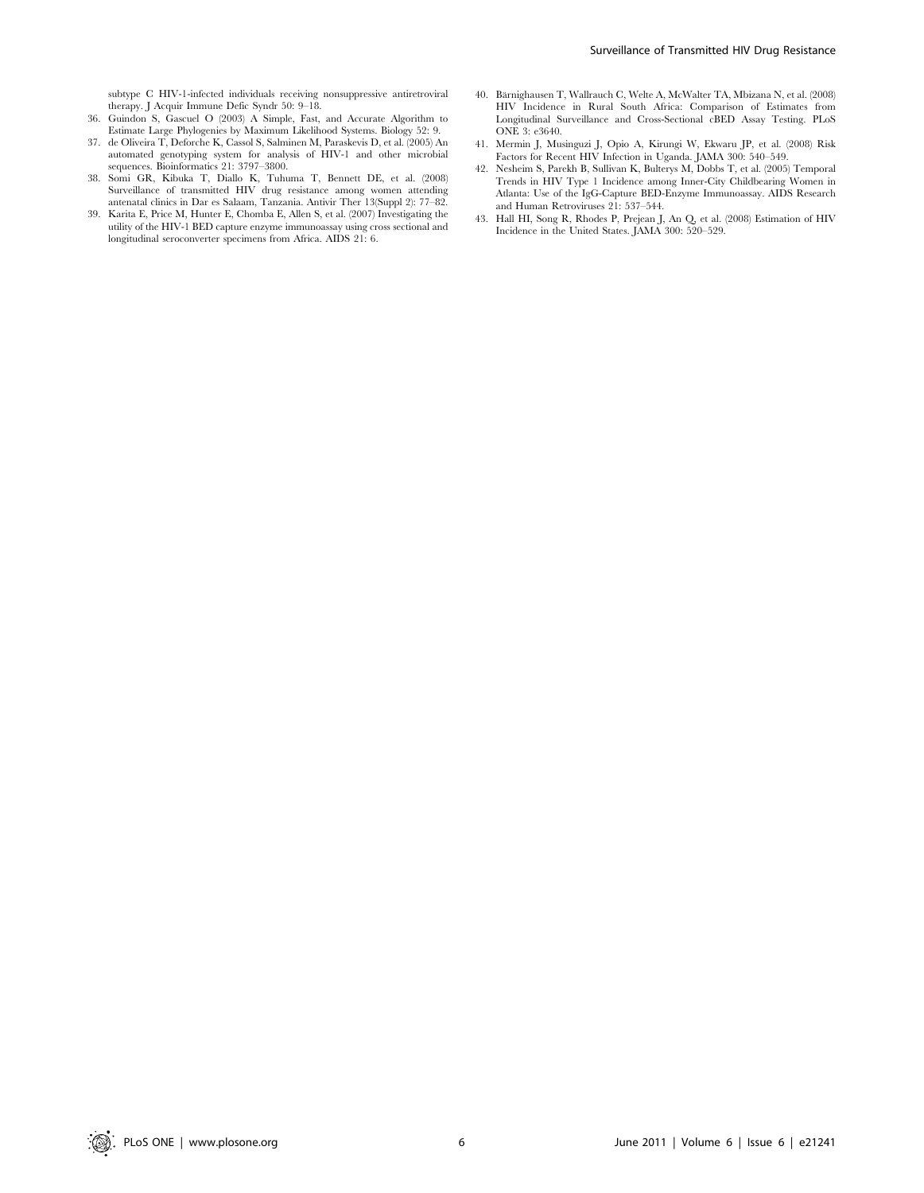subtype C HIV-1-infected individuals receiving nonsuppressive antiretroviral therapy. J Acquir Immune Defic Syndr 50: 9–18.

36. Guindon S, Gascuel O (2003) A Simple, Fast, and Accurate Algorithm to Estimate Large Phylogenies by Maximum Likelihood Systems. Biology 52: 9.
37. de Oliveira T, Deforche K, Cassol S, Salminen M, Paraskevis D, et al. (2005) An automated genotyping system for analysis of HIV-1 and other microbial sequences. Bioinformatics 21: 3797–3800.
38. Somi GR, Kibuka T, Diallo K, Tuhuma T, Bennett DE, et al. (2008) Surveillance of transmitted HIV drug resistance among women attending antenatal clinics in Dar es Salaam, Tanzania. Antivir Ther 13(Suppl 2): 77–82.
39. Karita E, Price M, Hunter E, Chomba E, Allen S, et al. (2007) Investigating the utility of the HIV-1 BED capture enzyme immunoassay using cross sectional and longitudinal seroconverter specimens from Africa. AIDS 21: 6.
40. Bärnighausen T, Wallrauch C, Welte A, McWalter TA, Mbizana N, et al. (2008) HIV Incidence in Rural South Africa: Comparison of Estimates from Longitudinal Surveillance and Cross-Sectional cBED Assay Testing. PLoS ONE 3: e3640.
41. Mermin J, Musinguzi J, Opio A, Kirungi W, Ekwaru JP, et al. (2008) Risk Factors for Recent HIV Infection in Uganda. JAMA 300: 540–549.
42. Nesheim S, Parekh B, Sullivan K, Bulterys M, Dobbs T, et al. (2005) Temporal Trends in HIV Type 1 Incidence among Inner-City Childbearing Women in Atlanta: Use of the IgG-Capture BED-Enzyme Immunoassay. AIDS Research and Human Retroviruses 21: 537–544.
43. Hall HI, Song R, Rhodes P, Prejean J, An Q, et al. (2008) Estimation of HIV Incidence in the United States. JAMA 300: 520–529.